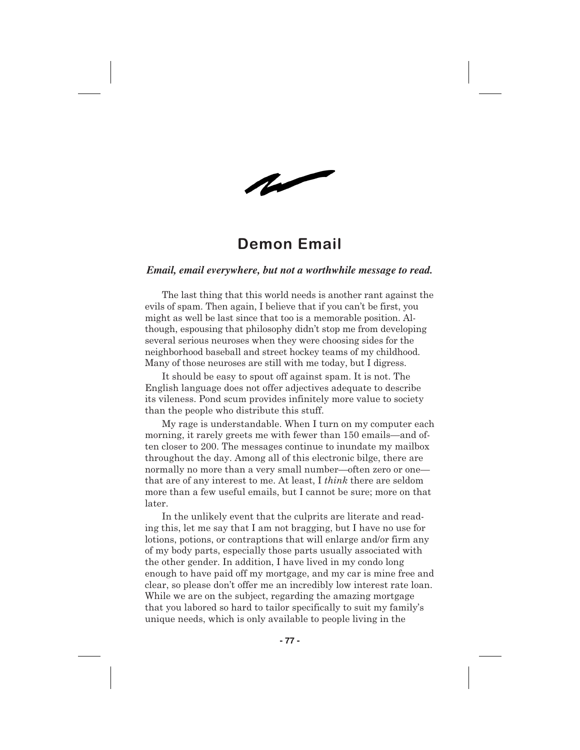# Demon Email

***Email, email everywhere, but not a worthwhile message to read.***

The last thing that this world needs is another rant against the evils of spam. Then again, I believe that if you can't be first, you might as well be last since that too is a memorable position. Although, espousing that philosophy didn't stop me from developing several serious neuroses when they were choosing sides for the neighborhood baseball and street hockey teams of my childhood. Many of those neuroses are still with me today, but I digress.

It should be easy to spout off against spam. It is not. The English language does not offer adjectives adequate to describe its vileness. Pond scum provides infinitely more value to society than the people who distribute this stuff.

My rage is understandable. When I turn on my computer each morning, it rarely greets me with fewer than 150 emails—and often closer to 200. The messages continue to inundate my mailbox throughout the day. Among all of this electronic bilge, there are normally no more than a very small number—often zero or one—that are of any interest to me. At least, I *think* there are seldom more than a few useful emails, but I cannot be sure; more on that later.

In the unlikely event that the culprits are literate and reading this, let me say that I am not bragging, but I have no use for lotions, potions, or contraptions that will enlarge and/or firm any of my body parts, especially those parts usually associated with the other gender. In addition, I have lived in my condo long enough to have paid off my mortgage, and my car is mine free and clear, so please don't offer me an incredibly low interest rate loan. While we are on the subject, regarding the amazing mortgage that you labored so hard to tailor specifically to suit my family's unique needs, which is only available to people living in the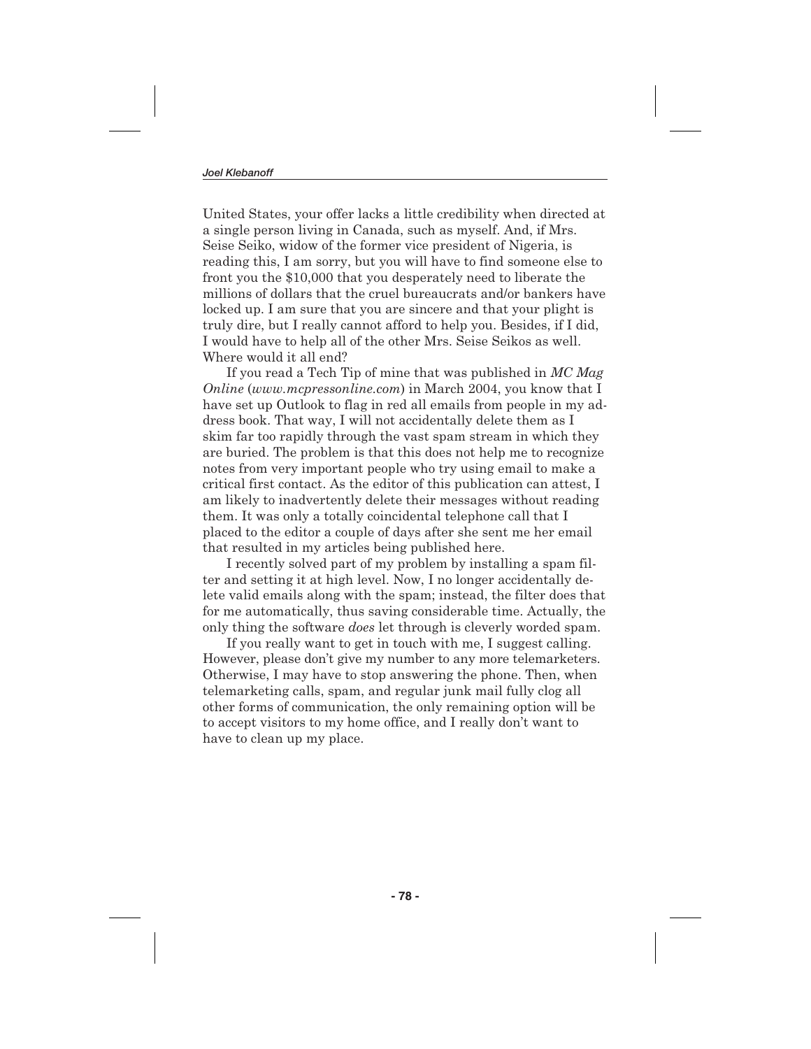United States, your offer lacks a little credibility when directed at a single person living in Canada, such as myself. And, if Mrs. Seise Seiko, widow of the former vice president of Nigeria, is reading this, I am sorry, but you will have to find someone else to front you the $10,000 that you desperately need to liberate the millions of dollars that the cruel bureaucrats and/or bankers have locked up. I am sure that you are sincere and that your plight is truly dire, but I really cannot afford to help you. Besides, if I did, I would have to help all of the other Mrs. Seise Seikos as well. Where would it all end?

If you read a Tech Tip of mine that was published in *MC Mag Online* (*www.mcpressonline.com*) in March 2004, you know that I have set up Outlook to flag in red all emails from people in my address book. That way, I will not accidentally delete them as I skim far too rapidly through the vast spam stream in which they are buried. The problem is that this does not help me to recognize notes from very important people who try using email to make a critical first contact. As the editor of this publication can attest, I am likely to inadvertently delete their messages without reading them. It was only a totally coincidental telephone call that I placed to the editor a couple of days after she sent me her email that resulted in my articles being published here.

I recently solved part of my problem by installing a spam filter and setting it at high level. Now, I no longer accidentally delete valid emails along with the spam; instead, the filter does that for me automatically, thus saving considerable time. Actually, the only thing the software *does* let through is cleverly worded spam.

If you really want to get in touch with me, I suggest calling. However, please don't give my number to any more telemarketers. Otherwise, I may have to stop answering the phone. Then, when telemarketing calls, spam, and regular junk mail fully clog all other forms of communication, the only remaining option will be to accept visitors to my home office, and I really don't want to have to clean up my place.